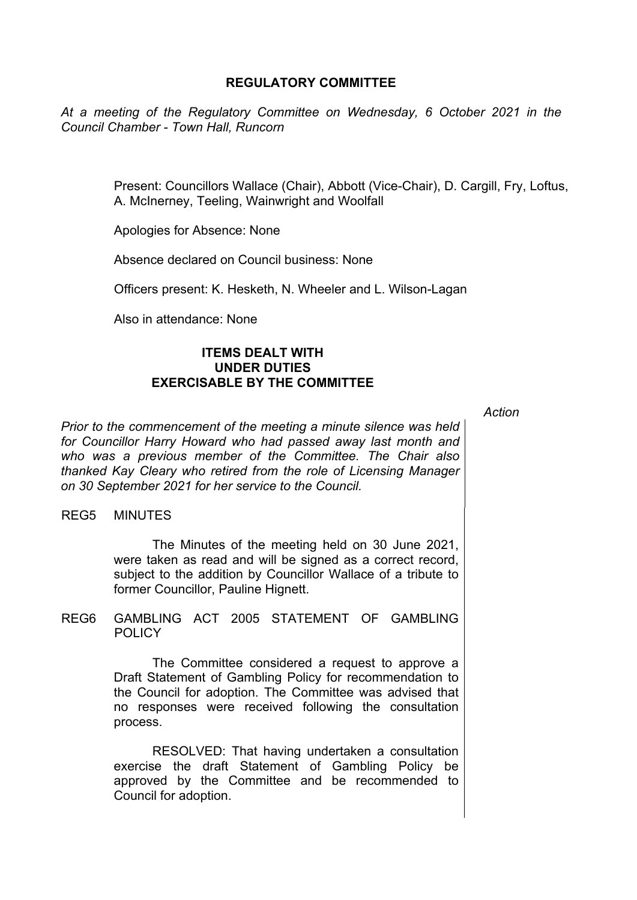# REGULATORY COMMITTEE

*At a meeting of the Regulatory Committee on Wednesday, 6 October 2021 in the Council Chamber - Town Hall, Runcorn*

Present: Councillors Wallace (Chair), Abbott (Vice-Chair), D. Cargill, Fry, Loftus, A. McInerney, Teeling, Wainwright and Woolfall

Apologies for Absence: None

Absence declared on Council business: None

Officers present: K. Hesketh, N. Wheeler and L. Wilson-Lagan

Also in attendance: None

## ITEMS DEALT WITH UNDER DUTIES EXERCISABLE BY THE COMMITTEE

*Action*

*Prior to the commencement of the meeting a minute silence was held for Councillor Harry Howard who had passed away last month and who was a previous member of the Committee. The Chair also thanked Kay Cleary who retired from the role of Licensing Manager on 30 September 2021 for her service to the Council.*

REG5 MINUTES

The Minutes of the meeting held on 30 June 2021, were taken as read and will be signed as a correct record, subject to the addition by Councillor Wallace of a tribute to former Councillor, Pauline Hignett.

REG6 GAMBLING ACT 2005 STATEMENT OF GAMBLING POLICY

The Committee considered a request to approve a Draft Statement of Gambling Policy for recommendation to the Council for adoption. The Committee was advised that no responses were received following the consultation process.

RESOLVED: That having undertaken a consultation exercise the draft Statement of Gambling Policy be approved by the Committee and be recommended to Council for adoption.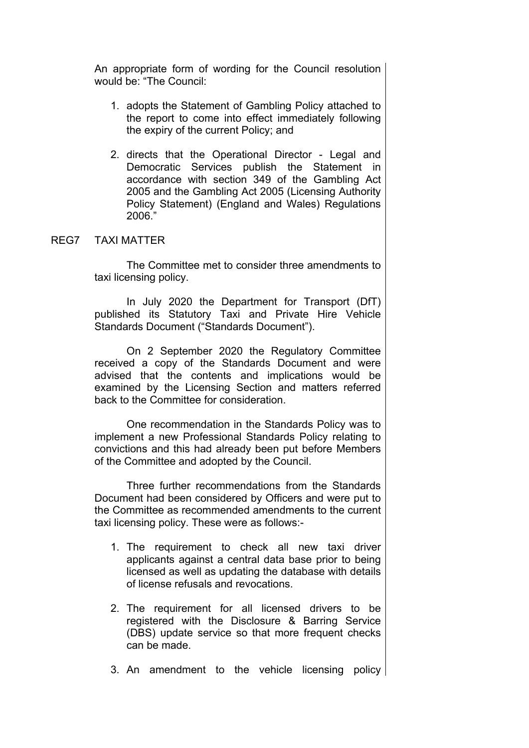An appropriate form of wording for the Council resolution would be: "The Council:

1. adopts the Statement of Gambling Policy attached to the report to come into effect immediately following the expiry of the current Policy; and

2. directs that the Operational Director - Legal and Democratic Services publish the Statement in accordance with section 349 of the Gambling Act 2005 and the Gambling Act 2005 (Licensing Authority Policy Statement) (England and Wales) Regulations 2006."

REG7 TAXI MATTER

The Committee met to consider three amendments to taxi licensing policy.

In July 2020 the Department for Transport (DfT) published its Statutory Taxi and Private Hire Vehicle Standards Document ("Standards Document").

On 2 September 2020 the Regulatory Committee received a copy of the Standards Document and were advised that the contents and implications would be examined by the Licensing Section and matters referred back to the Committee for consideration.

One recommendation in the Standards Policy was to implement a new Professional Standards Policy relating to convictions and this had already been put before Members of the Committee and adopted by the Council.

Three further recommendations from the Standards Document had been considered by Officers and were put to the Committee as recommended amendments to the current taxi licensing policy. These were as follows:-

1. The requirement to check all new taxi driver applicants against a central data base prior to being licensed as well as updating the database with details of license refusals and revocations.

2. The requirement for all licensed drivers to be registered with the Disclosure & Barring Service (DBS) update service so that more frequent checks can be made.

3. An amendment to the vehicle licensing policy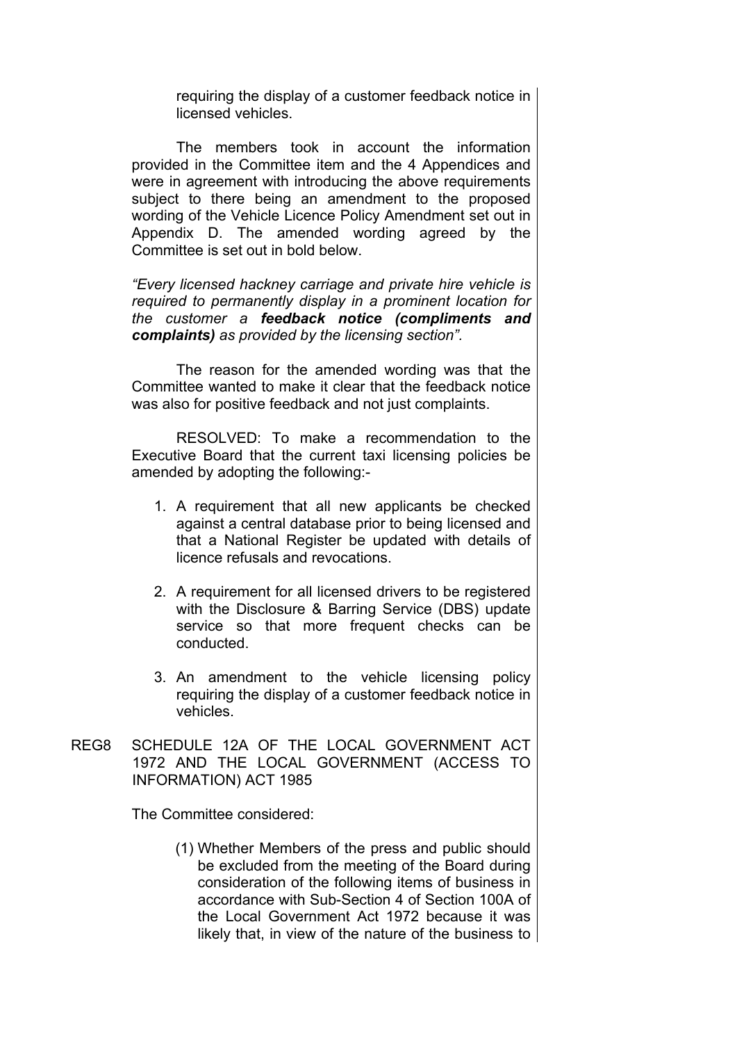requiring the display of a customer feedback notice in licensed vehicles.

The members took in account the information provided in the Committee item and the 4 Appendices and were in agreement with introducing the above requirements subject to there being an amendment to the proposed wording of the Vehicle Licence Policy Amendment set out in Appendix D. The amended wording agreed by the Committee is set out in bold below.

*"Every licensed hackney carriage and private hire vehicle is required to permanently display in a prominent location for the customer a* ***feedback notice (compliments and complaints)*** *as provided by the licensing section".*

The reason for the amended wording was that the Committee wanted to make it clear that the feedback notice was also for positive feedback and not just complaints.

RESOLVED: To make a recommendation to the Executive Board that the current taxi licensing policies be amended by adopting the following:-

1. A requirement that all new applicants be checked against a central database prior to being licensed and that a National Register be updated with details of licence refusals and revocations.

2. A requirement for all licensed drivers to be registered with the Disclosure & Barring Service (DBS) update service so that more frequent checks can be conducted.

3. An amendment to the vehicle licensing policy requiring the display of a customer feedback notice in vehicles.

REG8 SCHEDULE 12A OF THE LOCAL GOVERNMENT ACT 1972 AND THE LOCAL GOVERNMENT (ACCESS TO INFORMATION) ACT 1985

The Committee considered:

(1) Whether Members of the press and public should be excluded from the meeting of the Board during consideration of the following items of business in accordance with Sub-Section 4 of Section 100A of the Local Government Act 1972 because it was likely that, in view of the nature of the business to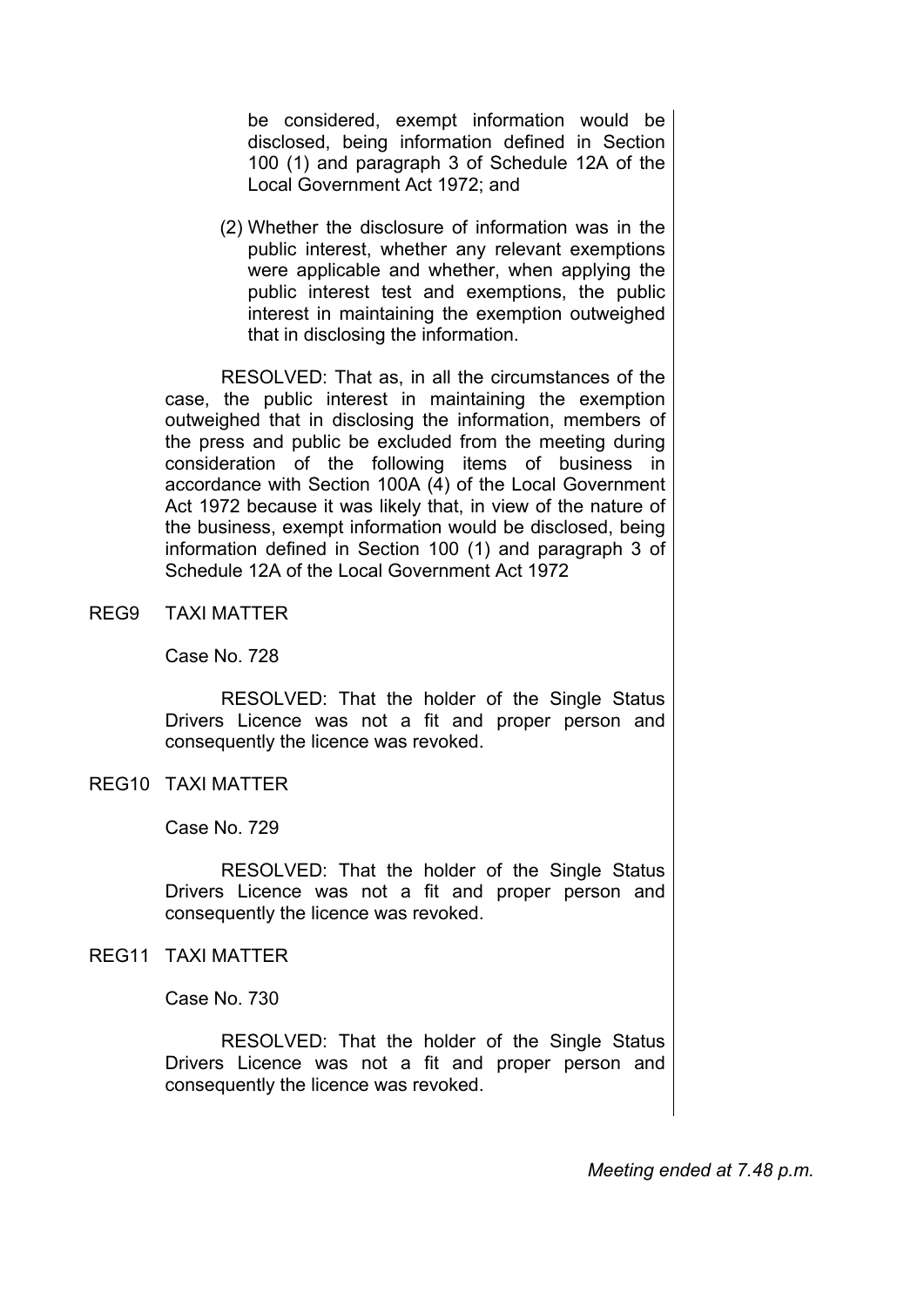be considered, exempt information would be disclosed, being information defined in Section 100 (1) and paragraph 3 of Schedule 12A of the Local Government Act 1972; and

(2) Whether the disclosure of information was in the public interest, whether any relevant exemptions were applicable and whether, when applying the public interest test and exemptions, the public interest in maintaining the exemption outweighed that in disclosing the information.

RESOLVED: That as, in all the circumstances of the case, the public interest in maintaining the exemption outweighed that in disclosing the information, members of the press and public be excluded from the meeting during consideration of the following items of business in accordance with Section 100A (4) of the Local Government Act 1972 because it was likely that, in view of the nature of the business, exempt information would be disclosed, being information defined in Section 100 (1) and paragraph 3 of Schedule 12A of the Local Government Act 1972

REG9 TAXI MATTER

Case No. 728

RESOLVED: That the holder of the Single Status Drivers Licence was not a fit and proper person and consequently the licence was revoked.

REG10 TAXI MATTER

Case No. 729

RESOLVED: That the holder of the Single Status Drivers Licence was not a fit and proper person and consequently the licence was revoked.

REG11 TAXI MATTER

Case No. 730

RESOLVED: That the holder of the Single Status Drivers Licence was not a fit and proper person and consequently the licence was revoked.

*Meeting ended at 7.48 p.m.*